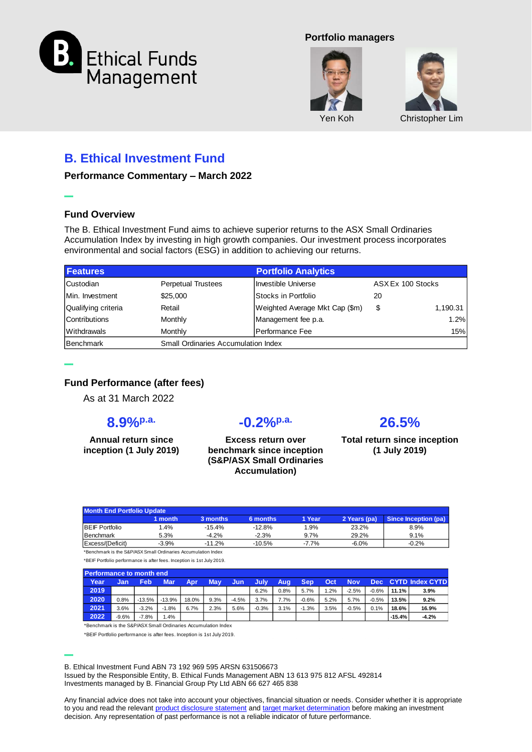Ethical Funds Management

**Portfolio managers**

Yen Koh    Christopher Lim

# B. Ethical Investment Fund

**Performance Commentary – March 2022**

## Fund Overview

The B. Ethical Investment Fund aims to achieve superior returns to the ASX Small Ordinaries Accumulation Index by investing in high growth companies. Our investment process incorporates environmental and social factors (ESG) in addition to achieving our returns.

| Features | | Portfolio Analytics | | |
|---|---|---|---|---|
| Custodian | Perpetual Trustees | Investible Universe | ASX Ex 100 Stocks | |
| Min. Investment | $25,000 | Stocks in Portfolio | 20 | |
| Qualifying criteria | Retail | Weighted Average Mkt Cap ($m) | $ | 1,190.31 |
| Contributions | Monthly | Management fee p.a. | | 1.2% |
| Withdrawals | Monthly | Performance Fee | | 15% |
| Benchmark | Small Ordinaries Accumulation Index | | | |

## Fund Performance (after fees)

As at 31 March 2022

**8.9%p.a.**
**Annual return since inception (1 July 2019)**

**-0.2%p.a.**
**Excess return over benchmark since inception (S&P/ASX Small Ordinaries Accumulation)**

**26.5%**
**Total return since inception (1 July 2019)**

| Month End Portfolio Update | 1 month | 3 months | 6 months | 1 Year | 2 Years (pa) | Since Inception (pa) |
|---|---|---|---|---|---|---|
| BEIF Portfolio | 1.4% | -15.4% | -12.8% | 1.9% | 23.2% | 8.9% |
| Benchmark | 5.3% | -4.2% | -2.3% | 9.7% | 29.2% | 9.1% |
| Excess/(Deficit) | -3.9% | -11.2% | -10.5% | -7.7% | -6.0% | -0.2% |

*Benchmark is the S&P/ASX Small Ordinaries Accumulation Index

*BEIF Portfolio performance is after fees. Inception is 1st July 2019.

**Performance to month end**

| Year | Jan | Feb | Mar | Apr | May | Jun | July | Aug | Sep | Oct | Nov | Dec | CYTD | Index CYTD |
|---|---|---|---|---|---|---|---|---|---|---|---|---|---|---|
| 2019 | | | | | | | 6.2% | 0.8% | 5.7% | 1.2% | -2.5% | -0.6% | **11.1%** | **3.9%** |
| 2020 | 0.8% | -13.5% | -13.9% | 18.0% | 9.3% | -4.5% | 3.7% | 7.7% | -0.6% | 5.2% | 5.7% | -0.5% | **13.5%** | **9.2%** |
| 2021 | 3.6% | -3.2% | -1.8% | 6.7% | 2.3% | 5.6% | -0.3% | 3.1% | -1.3% | 3.5% | -0.5% | 0.1% | **18.6%** | **16.9%** |
| 2022 | -9.6% | -7.8% | 1.4% | | | | | | | | | | **-15.4%** | **-4.2%** |

*Benchmark is the S&P/ASX Small Ordinaries Accumulation Index

*BEIF Portfolio performance is after fees. Inception is 1st July 2019.

B. Ethical Investment Fund ABN 73 192 969 595 ARSN 631506673
Issued by the Responsible Entity, B. Ethical Funds Management ABN 13 613 975 812 AFSL 492814
Investments managed by B. Financial Group Pty Ltd ABN 66 627 465 838

Any financial advice does not take into account your objectives, financial situation or needs. Consider whether it is appropriate to you and read the relevant product disclosure statement and target market determination before making an investment decision. Any representation of past performance is not a reliable indicator of future performance.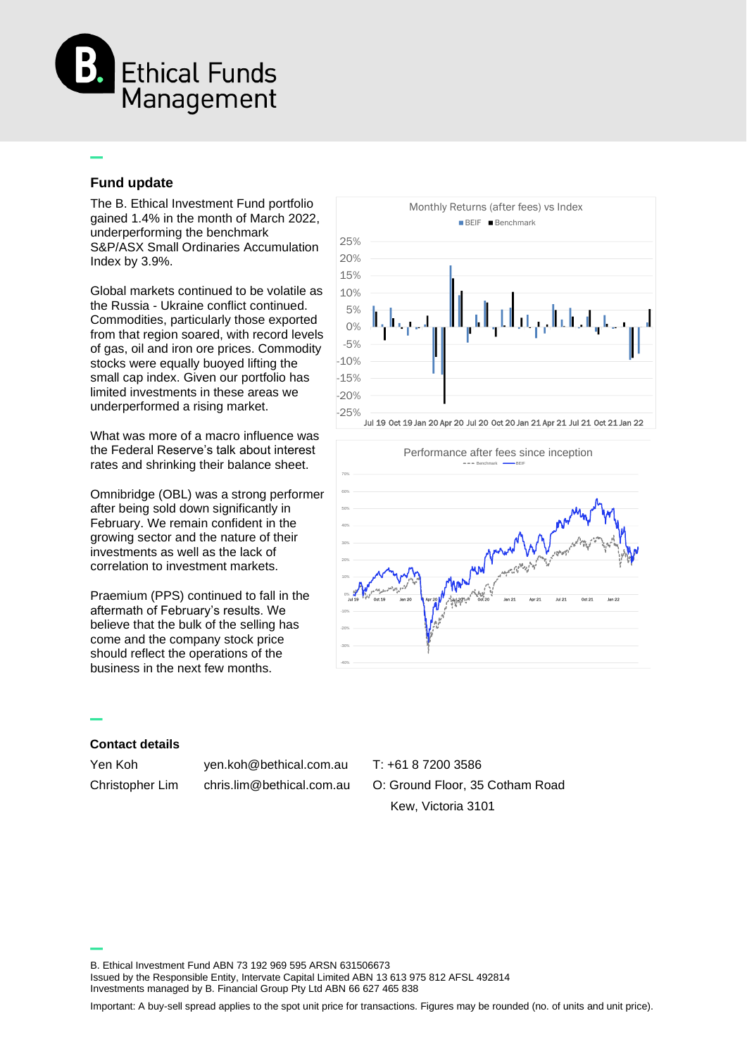Ethical Funds Management

## Fund update

The B. Ethical Investment Fund portfolio gained 1.4% in the month of March 2022, underperforming the benchmark S&P/ASX Small Ordinaries Accumulation Index by 3.9%.

Global markets continued to be volatile as the Russia - Ukraine conflict continued. Commodities, particularly those exported from that region soared, with record levels of gas, oil and iron ore prices. Commodity stocks were equally buoyed lifting the small cap index. Given our portfolio has limited investments in these areas we underperformed a rising market.

What was more of a macro influence was the Federal Reserve's talk about interest rates and shrinking their balance sheet.

Omnibridge (OBL) was a strong performer after being sold down significantly in February. We remain confident in the growing sector and the nature of their investments as well as the lack of correlation to investment markets.

Praemium (PPS) continued to fall in the aftermath of February's results. We believe that the bulk of the selling has come and the company stock price should reflect the operations of the business in the next few months.

Monthly Returns (after fees) vs Index

BEIF Benchmark

25%
20%
15%
10%
5%
0%
-5%
-10%
-15%
-20%
-25%

Jul 19 Oct 19 Jan 20 Apr 20 Jul 20 Oct 20 Jan 21 Apr 21 Jul 21 Oct 21 Jan 22

Performance after fees since inception

Benchmark BEIF

70%
60%
50%
40%
30%
20%
10%
0%
-10%
-20%
-30%
-40%

Jul 19 Oct 19 Jan 20 Apr 20 Jul 20 Oct 20 Jan 21 Apr 21 Jul 21 Oct 21 Jan 22

## Contact details

| | | |
|---|---|---|
| Yen Koh | yen.koh@bethical.com.au | T: +61 8 7200 3586 |
| Christopher Lim | chris.lim@bethical.com.au | O: Ground Floor, 35 Cotham Road |
| | | Kew, Victoria 3101 |

B. Ethical Investment Fund ABN 73 192 969 595 ARSN 631506673
Issued by the Responsible Entity, Intervate Capital Limited ABN 13 613 975 812 AFSL 492814
Investments managed by B. Financial Group Pty Ltd ABN 66 627 465 838

Important: A buy-sell spread applies to the spot unit price for transactions. Figures may be rounded (no. of units and unit price).